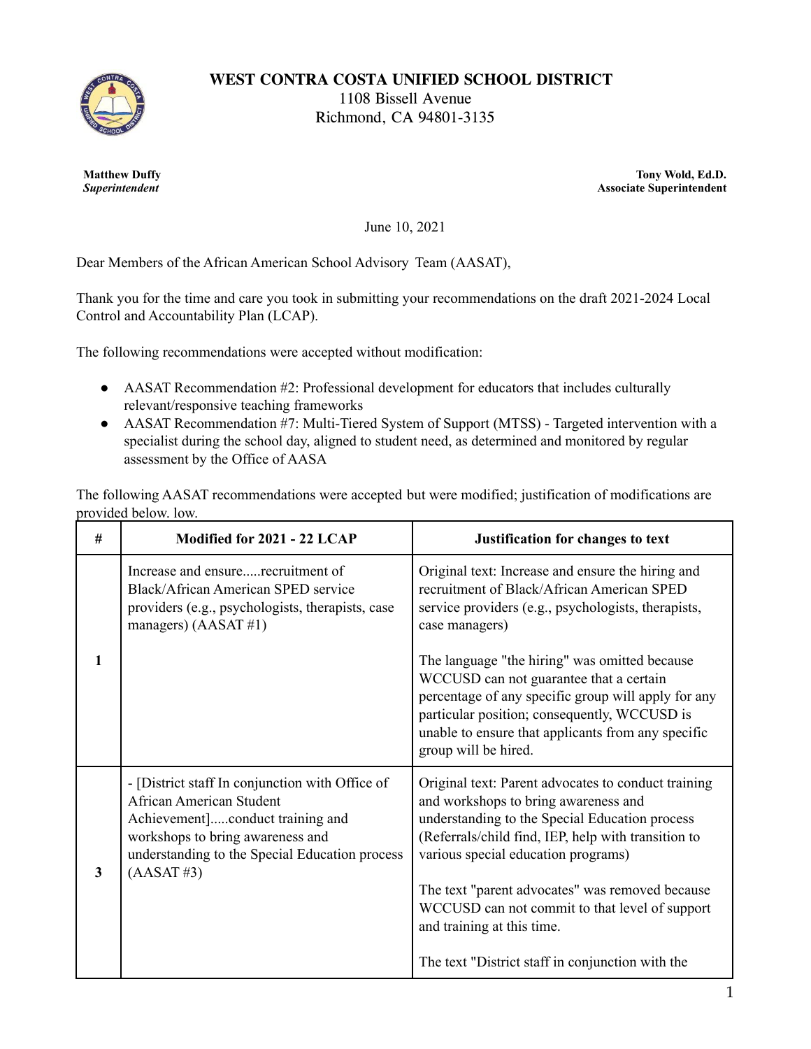# WEST CONTRA COSTA UNIFIED SCHOOL DISTRICT

1108 Bissell Avenue
Richmond, CA 94801-3135

**Matthew Duffy**
***Superintendent***

**Tony Wold, Ed.D.**
**Associate Superintendent**

June 10, 2021

Dear Members of the African American School Advisory Team (AASAT),

Thank you for the time and care you took in submitting your recommendations on the draft 2021-2024 Local Control and Accountability Plan (LCAP).

The following recommendations were accepted without modification:

- AASAT Recommendation #2: Professional development for educators that includes culturally relevant/responsive teaching frameworks
- AASAT Recommendation #7: Multi-Tiered System of Support (MTSS) - Targeted intervention with a specialist during the school day, aligned to student need, as determined and monitored by regular assessment by the Office of AASA

The following AASAT recommendations were accepted but were modified; justification of modifications are provided below. low.

| # | Modified for 2021 - 22 LCAP | Justification for changes to text |
|---|---|---|
| 1 | Increase and ensure.....recruitment of Black/African American SPED service providers (e.g., psychologists, therapists, case managers) (AASAT #1) | Original text: Increase and ensure the hiring and recruitment of Black/African American SPED service providers (e.g., psychologists, therapists, case managers)<br><br>The language "the hiring" was omitted because WCCUSD can not guarantee that a certain percentage of any specific group will apply for any particular position; consequently, WCCUSD is unable to ensure that applicants from any specific group will be hired. |
| 3 | - [District staff In conjunction with Office of African American Student Achievement].....conduct training and workshops to bring awareness and understanding to the Special Education process (AASAT #3) | Original text: Parent advocates to conduct training and workshops to bring awareness and understanding to the Special Education process (Referrals/child find, IEP, help with transition to various special education programs)<br><br>The text "parent advocates" was removed because WCCUSD can not commit to that level of support and training at this time.<br><br>The text "District staff in conjunction with the |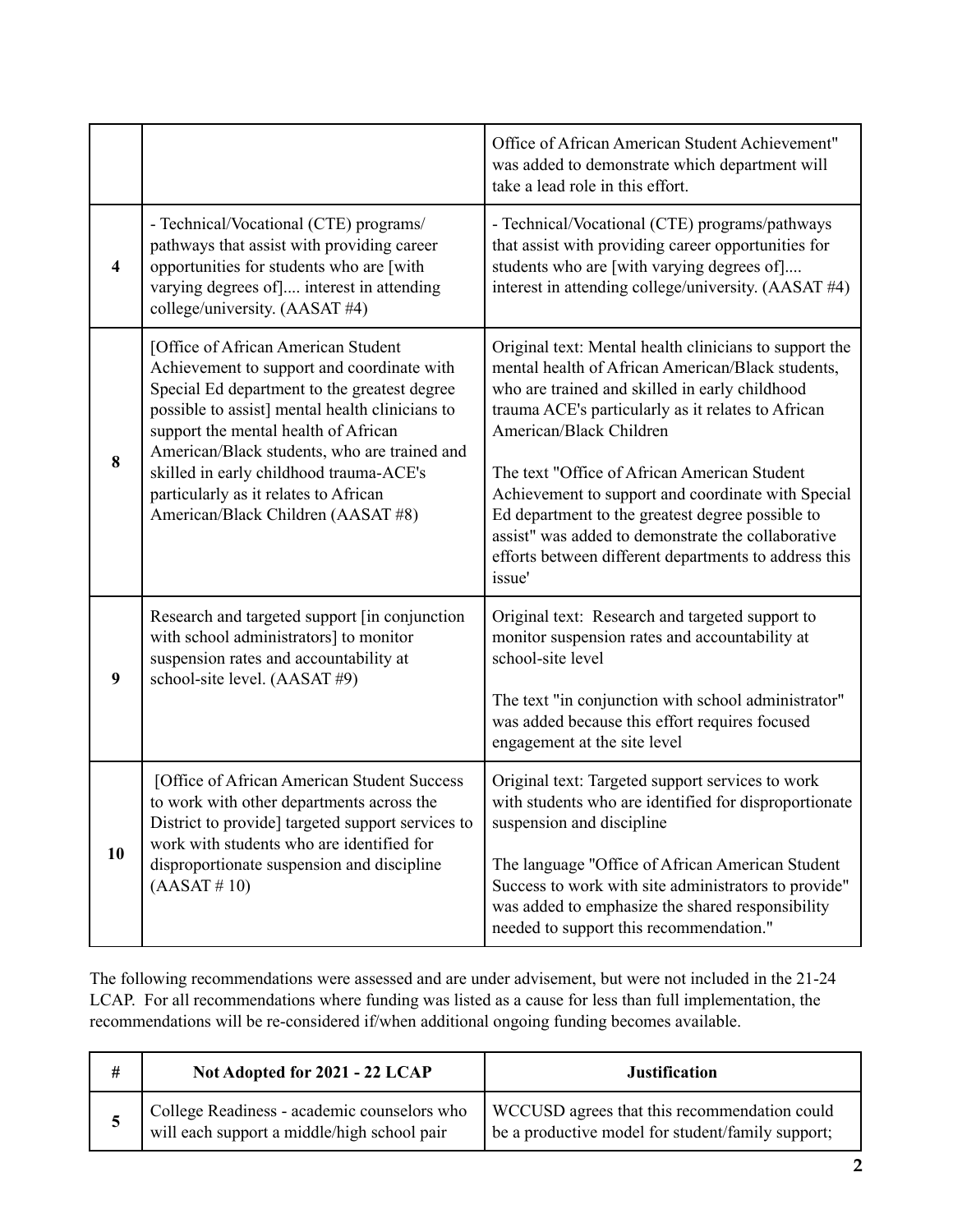| | | |
|---|---|---|
| | | Office of African American Student Achievement" was added to demonstrate which department will take a lead role in this effort. |
| **4** | - Technical/Vocational (CTE) programs/ pathways that assist with providing career opportunities for students who are [with varying degrees of].... interest in attending college/university. (AASAT #4) | - Technical/Vocational (CTE) programs/pathways that assist with providing career opportunities for students who are [with varying degrees of].... interest in attending college/university. (AASAT #4) |
| **8** | [Office of African American Student Achievement to support and coordinate with Special Ed department to the greatest degree possible to assist] mental health clinicians to support the mental health of African American/Black students, who are trained and skilled in early childhood trauma-ACE's particularly as it relates to African American/Black Children (AASAT #8) | Original text: Mental health clinicians to support the mental health of African American/Black students, who are trained and skilled in early childhood trauma ACE's particularly as it relates to African American/Black Children<br><br>The text "Office of African American Student Achievement to support and coordinate with Special Ed department to the greatest degree possible to assist" was added to demonstrate the collaborative efforts between different departments to address this issue' |
| **9** | Research and targeted support [in conjunction with school administrators] to monitor suspension rates and accountability at school-site level. (AASAT #9) | Original text: Research and targeted support to monitor suspension rates and accountability at school-site level<br><br>The text "in conjunction with school administrator" was added because this effort requires focused engagement at the site level |
| **10** | [Office of African American Student Success to work with other departments across the District to provide] targeted support services to work with students who are identified for disproportionate suspension and discipline (AASAT # 10) | Original text: Targeted support services to work with students who are identified for disproportionate suspension and discipline<br><br>The language "Office of African American Student Success to work with site administrators to provide" was added to emphasize the shared responsibility needed to support this recommendation." |

The following recommendations were assessed and are under advisement, but were not included in the 21-24 LCAP. For all recommendations where funding was listed as a cause for less than full implementation, the recommendations will be re-considered if/when additional ongoing funding becomes available.

| # | Not Adopted for 2021 - 22 LCAP | Justification |
|---|---|---|
| **5** | College Readiness - academic counselors who will each support a middle/high school pair | WCCUSD agrees that this recommendation could be a productive model for student/family support; |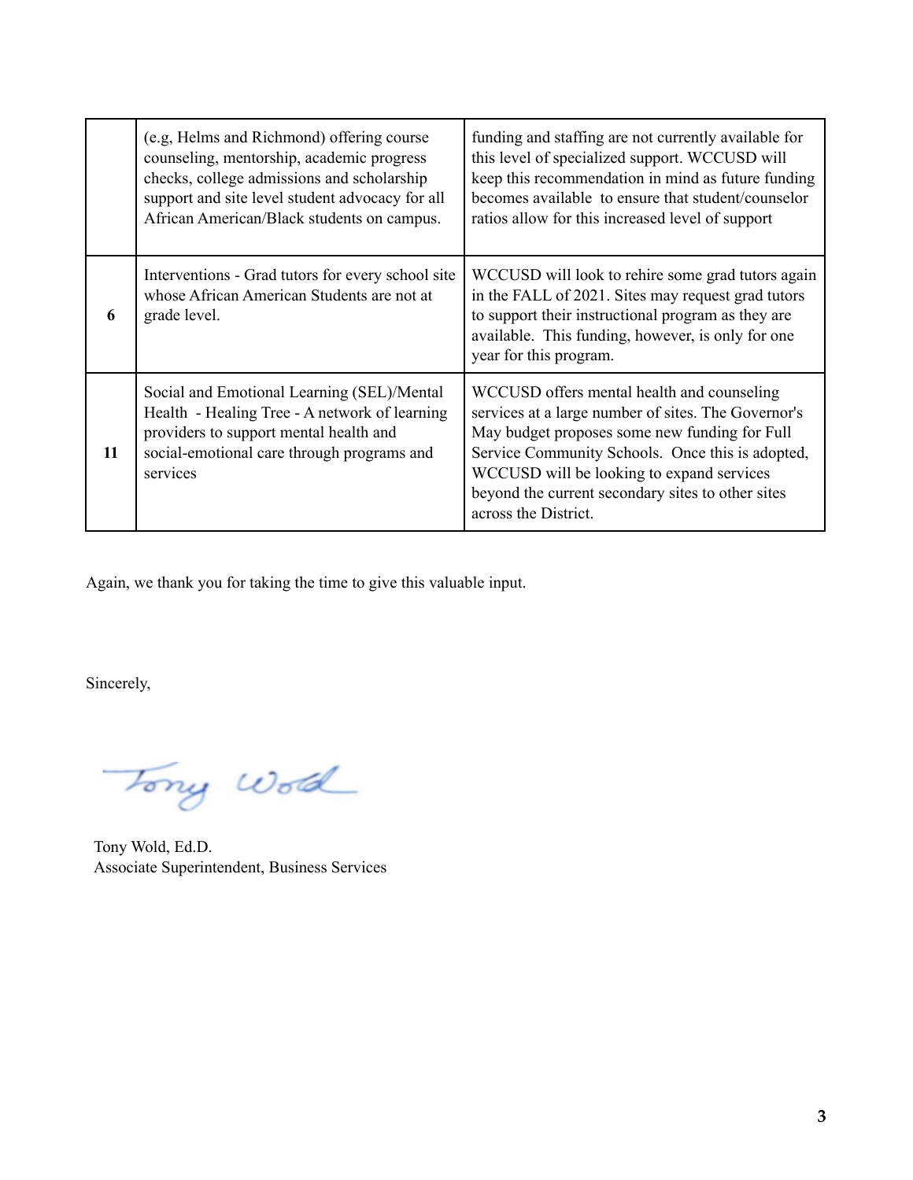| | | |
|---|---|---|
| | (e.g, Helms and Richmond) offering course counseling, mentorship, academic progress checks, college admissions and scholarship support and site level student advocacy for all African American/Black students on campus. | funding and staffing are not currently available for this level of specialized support. WCCUSD will keep this recommendation in mind as future funding becomes available to ensure that student/counselor ratios allow for this increased level of support |
| **6** | Interventions - Grad tutors for every school site whose African American Students are not at grade level. | WCCUSD will look to rehire some grad tutors again in the FALL of 2021. Sites may request grad tutors to support their instructional program as they are available. This funding, however, is only for one year for this program. |
| **11** | Social and Emotional Learning (SEL)/Mental Health - Healing Tree - A network of learning providers to support mental health and social-emotional care through programs and services | WCCUSD offers mental health and counseling services at a large number of sites. The Governor's May budget proposes some new funding for Full Service Community Schools. Once this is adopted, WCCUSD will be looking to expand services beyond the current secondary sites to other sites across the District. |

Again, we thank you for taking the time to give this valuable input.

Sincerely,

Tony Wold

Tony Wold, Ed.D.
Associate Superintendent, Business Services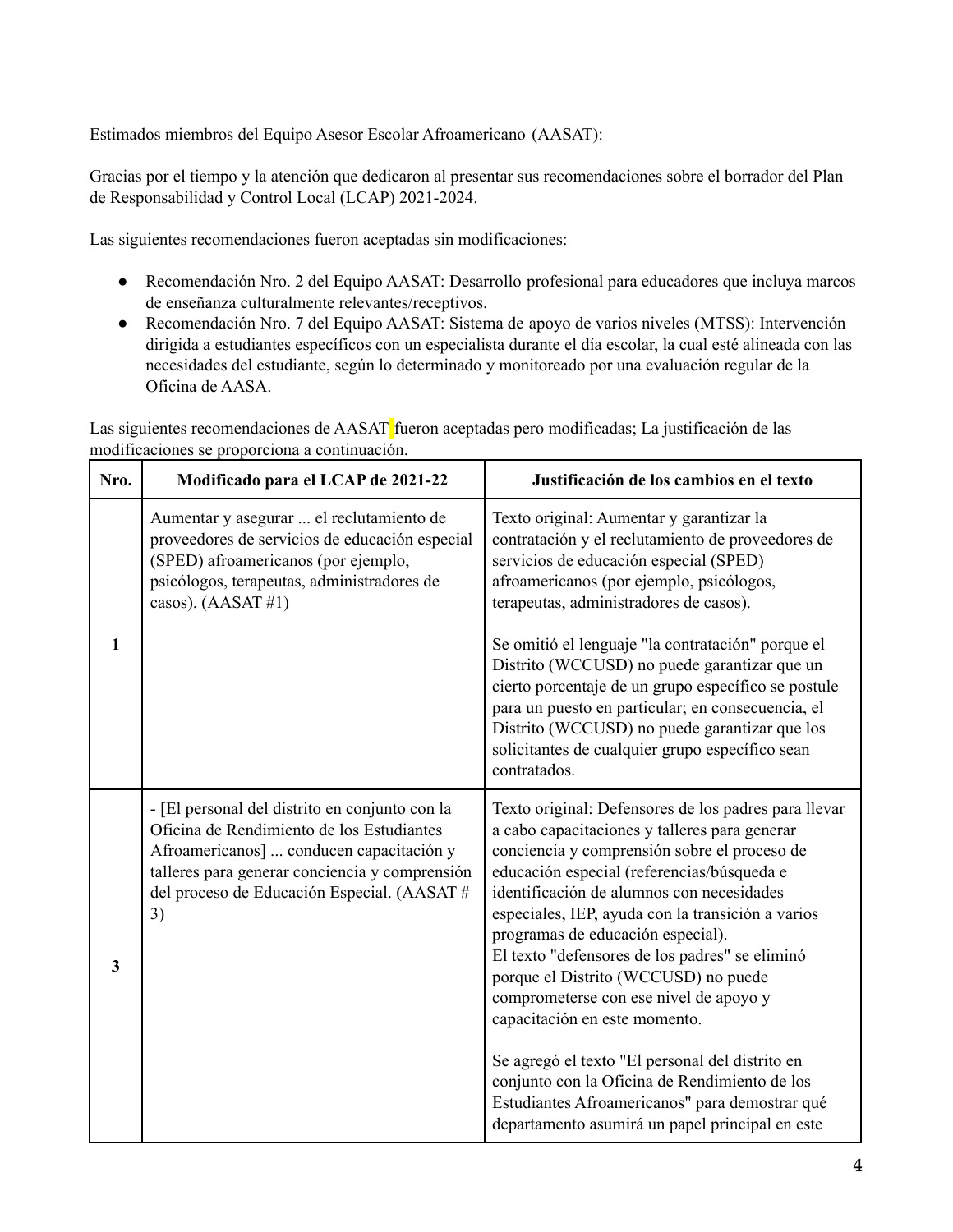Estimados miembros del Equipo Asesor Escolar Afroamericano (AASAT):

Gracias por el tiempo y la atención que dedicaron al presentar sus recomendaciones sobre el borrador del Plan de Responsabilidad y Control Local (LCAP) 2021-2024.

Las siguientes recomendaciones fueron aceptadas sin modificaciones:

- Recomendación Nro. 2 del Equipo AASAT: Desarrollo profesional para educadores que incluya marcos de enseñanza culturalmente relevantes/receptivos.
- Recomendación Nro. 7 del Equipo AASAT: Sistema de apoyo de varios niveles (MTSS): Intervención dirigida a estudiantes específicos con un especialista durante el día escolar, la cual esté alineada con las necesidades del estudiante, según lo determinado y monitoreado por una evaluación regular de la Oficina de AASA.

Las siguientes recomendaciones de AASAT fueron aceptadas pero modificadas; La justificación de las modificaciones se proporciona a continuación.

| Nro. | Modificado para el LCAP de 2021-22 | Justificación de los cambios en el texto |
|---|---|---|
| 1 | Aumentar y asegurar ... el reclutamiento de proveedores de servicios de educación especial (SPED) afroamericanos (por ejemplo, psicólogos, terapeutas, administradores de casos). (AASAT #1) | Texto original: Aumentar y garantizar la contratación y el reclutamiento de proveedores de servicios de educación especial (SPED) afroamericanos (por ejemplo, psicólogos, terapeutas, administradores de casos).<br><br>Se omitió el lenguaje "la contratación" porque el Distrito (WCCUSD) no puede garantizar que un cierto porcentaje de un grupo específico se postule para un puesto en particular; en consecuencia, el Distrito (WCCUSD) no puede garantizar que los solicitantes de cualquier grupo específico sean contratados. |
| 3 | - [El personal del distrito en conjunto con la Oficina de Rendimiento de los Estudiantes Afroamericanos] ... conducen capacitación y talleres para generar conciencia y comprensión del proceso de Educación Especial. (AASAT # 3) | Texto original: Defensores de los padres para llevar a cabo capacitaciones y talleres para generar conciencia y comprensión sobre el proceso de educación especial (referencias/búsqueda e identificación de alumnos con necesidades especiales, IEP, ayuda con la transición a varios programas de educación especial).<br>El texto "defensores de los padres" se eliminó porque el Distrito (WCCUSD) no puede comprometerse con ese nivel de apoyo y capacitación en este momento.<br><br>Se agregó el texto "El personal del distrito en conjunto con la Oficina de Rendimiento de los Estudiantes Afroamericanos" para demostrar qué departamento asumirá un papel principal en este |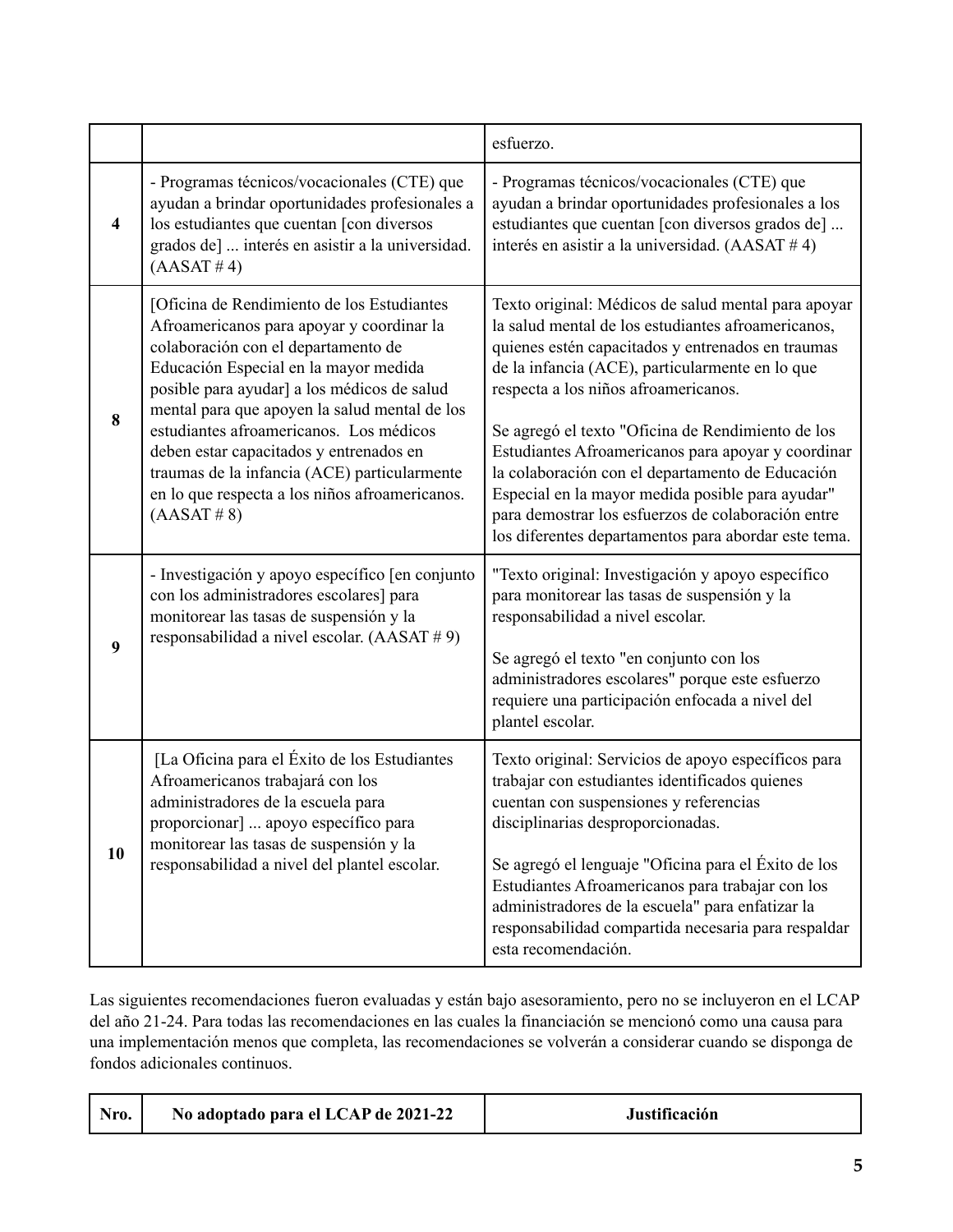| | | |
|---|---|---|
| | | esfuerzo. |
| **4** | - Programas técnicos/vocacionales (CTE) que ayudan a brindar oportunidades profesionales a los estudiantes que cuentan [con diversos grados de] ... interés en asistir a la universidad. (AASAT # 4) | - Programas técnicos/vocacionales (CTE) que ayudan a brindar oportunidades profesionales a los estudiantes que cuentan [con diversos grados de] ... interés en asistir a la universidad. (AASAT # 4) |
| **8** | [Oficina de Rendimiento de los Estudiantes Afroamericanos para apoyar y coordinar la colaboración con el departamento de Educación Especial en la mayor medida posible para ayudar] a los médicos de salud mental para que apoyen la salud mental de los estudiantes afroamericanos. Los médicos deben estar capacitados y entrenados en traumas de la infancia (ACE) particularmente en lo que respecta a los niños afroamericanos. (AASAT # 8) | Texto original: Médicos de salud mental para apoyar la salud mental de los estudiantes afroamericanos, quienes estén capacitados y entrenados en traumas de la infancia (ACE), particularmente en lo que respecta a los niños afroamericanos.<br><br>Se agregó el texto "Oficina de Rendimiento de los Estudiantes Afroamericanos para apoyar y coordinar la colaboración con el departamento de Educación Especial en la mayor medida posible para ayudar" para demostrar los esfuerzos de colaboración entre los diferentes departamentos para abordar este tema. |
| **9** | - Investigación y apoyo específico [en conjunto con los administradores escolares] para monitorear las tasas de suspensión y la responsabilidad a nivel escolar. (AASAT # 9) | "Texto original: Investigación y apoyo específico para monitorear las tasas de suspensión y la responsabilidad a nivel escolar.<br><br>Se agregó el texto "en conjunto con los administradores escolares" porque este esfuerzo requiere una participación enfocada a nivel del plantel escolar. |
| **10** | [La Oficina para el Éxito de los Estudiantes Afroamericanos trabajará con los administradores de la escuela para proporcionar] ... apoyo específico para monitorear las tasas de suspensión y la responsabilidad a nivel del plantel escolar. | Texto original: Servicios de apoyo específicos para trabajar con estudiantes identificados quienes cuentan con suspensiones y referencias disciplinarias desproporcionadas.<br><br>Se agregó el lenguaje "Oficina para el Éxito de los Estudiantes Afroamericanos para trabajar con los administradores de la escuela" para enfatizar la responsabilidad compartida necesaria para respaldar esta recomendación. |

Las siguientes recomendaciones fueron evaluadas y están bajo asesoramiento, pero no se incluyeron en el LCAP del año 21-24. Para todas las recomendaciones en las cuales la financiación se mencionó como una causa para una implementación menos que completa, las recomendaciones se volverán a considerar cuando se disponga de fondos adicionales continuos.

| Nro. | No adoptado para el LCAP de 2021-22 | Justificación |
|---|---|---|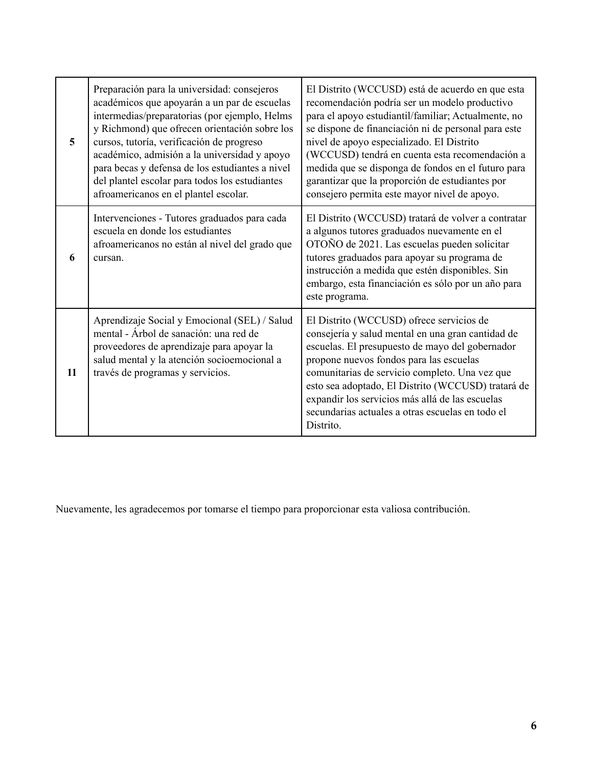| | | |
|---|---|---|
| **5** | Preparación para la universidad: consejeros académicos que apoyarán a un par de escuelas intermedias/preparatorias (por ejemplo, Helms y Richmond) que ofrecen orientación sobre los cursos, tutoría, verificación de progreso académico, admisión a la universidad y apoyo para becas y defensa de los estudiantes a nivel del plantel escolar para todos los estudiantes afroamericanos en el plantel escolar. | El Distrito (WCCUSD) está de acuerdo en que esta recomendación podría ser un modelo productivo para el apoyo estudiantil/familiar; Actualmente, no se dispone de financiación ni de personal para este nivel de apoyo especializado. El Distrito (WCCUSD) tendrá en cuenta esta recomendación a medida que se disponga de fondos en el futuro para garantizar que la proporción de estudiantes por consejero permita este mayor nivel de apoyo. |
| **6** | Intervenciones - Tutores graduados para cada escuela en donde los estudiantes afroamericanos no están al nivel del grado que cursan. | El Distrito (WCCUSD) tratará de volver a contratar a algunos tutores graduados nuevamente en el OTOÑO de 2021. Las escuelas pueden solicitar tutores graduados para apoyar su programa de instrucción a medida que estén disponibles. Sin embargo, esta financiación es sólo por un año para este programa. |
| **11** | Aprendizaje Social y Emocional (SEL) / Salud mental - Árbol de sanación: una red de proveedores de aprendizaje para apoyar la salud mental y la atención socioemocional a través de programas y servicios. | El Distrito (WCCUSD) ofrece servicios de consejería y salud mental en una gran cantidad de escuelas. El presupuesto de mayo del gobernador propone nuevos fondos para las escuelas comunitarias de servicio completo. Una vez que esto sea adoptado, El Distrito (WCCUSD) tratará de expandir los servicios más allá de las escuelas secundarias actuales a otras escuelas en todo el Distrito. |

Nuevamente, les agradecemos por tomarse el tiempo para proporcionar esta valiosa contribución.